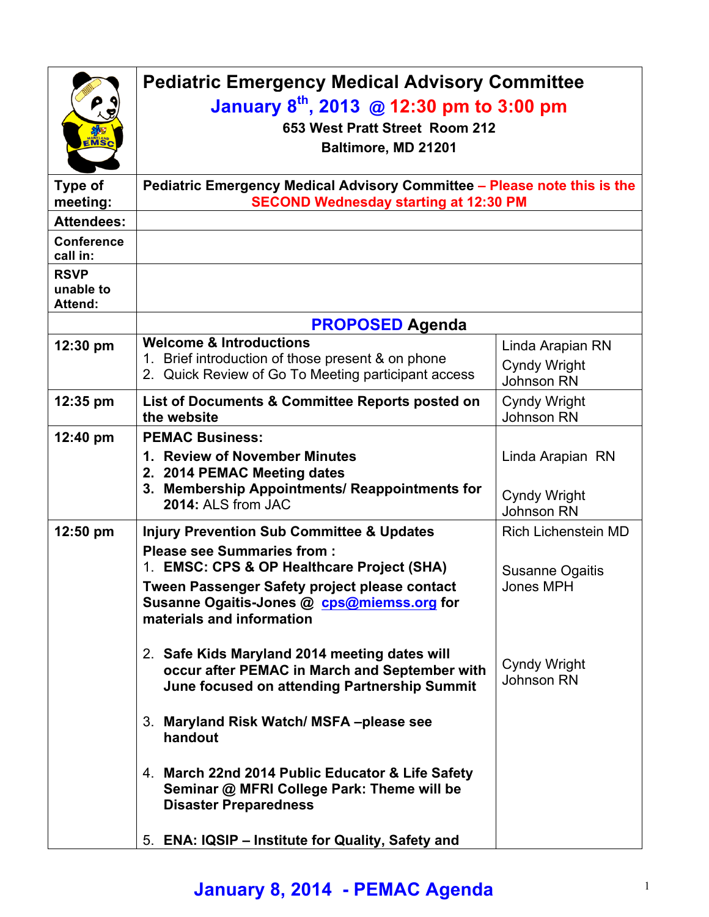# Pediatric Emergency Medical Advisory Committee

**January 8th, 2013 @ 12:30 pm to 3:00 pm**

**653 West Pratt Street Room 212**

**Baltimore, MD 21201**

| | | |
|---|---|---|
| **Type of meeting:** | **Pediatric Emergency Medical Advisory Committee – Please note this is the SECOND Wednesday starting at 12:30 PM** | |
| **Attendees:** | | |
| **Conference call in:** | | |
| **RSVP unable to Attend:** | | |
| | **PROPOSED Agenda** | |
| **12:30 pm** | **Welcome & Introductions**<br>1. Brief introduction of those present & on phone<br>2. Quick Review of Go To Meeting participant access | Linda Arapian RN<br>Cyndy Wright Johnson RN |
| **12:35 pm** | **List of Documents & Committee Reports posted on the website** | Cyndy Wright Johnson RN |
| **12:40 pm** | **PEMAC Business:**<br>**1. Review of November Minutes**<br>**2. 2014 PEMAC Meeting dates**<br>**3. Membership Appointments/ Reappointments for 2014:** ALS from JAC | Linda Arapian RN<br><br>Cyndy Wright Johnson RN |
| **12:50 pm** | **Injury Prevention Sub Committee & Updates**<br>**Please see Summaries from :**<br>1. **EMSC: CPS & OP Healthcare Project (SHA)**<br>**Tween Passenger Safety project please contact Susanne Ogaitis-Jones @ cps@miemss.org for materials and information**<br><br>2. **Safe Kids Maryland 2014 meeting dates will occur after PEMAC in March and September with June focused on attending Partnership Summit**<br><br>3. **Maryland Risk Watch/ MSFA –please see handout**<br><br>4. **March 22nd 2014 Public Educator & Life Safety Seminar @ MFRI College Park: Theme will be Disaster Preparedness**<br><br>5. **ENA: IQSIP – Institute for Quality, Safety and** | Rich Lichenstein MD<br><br>Susanne Ogaitis Jones MPH<br><br>Cyndy Wright Johnson RN |

**January 8, 2014 - PEMAC Agenda**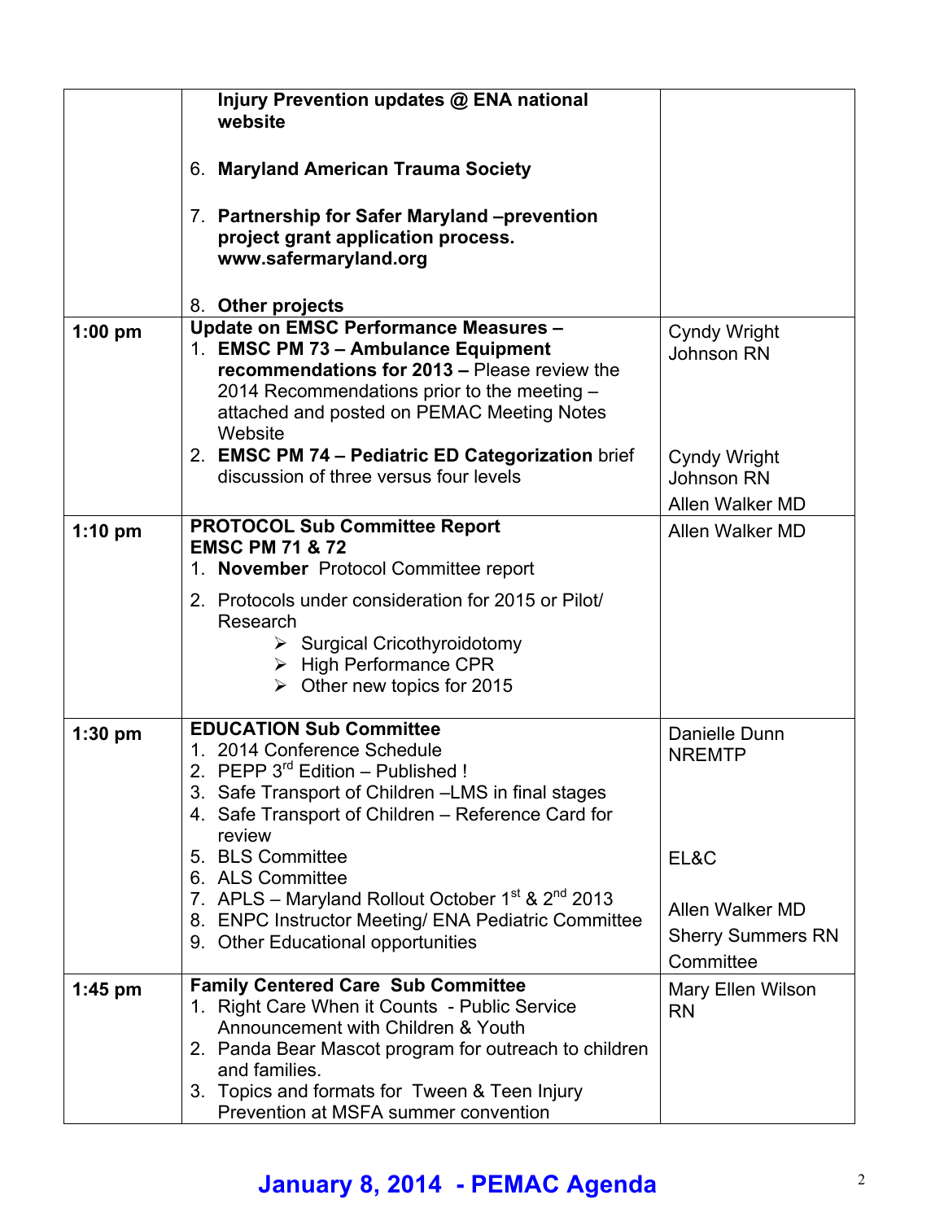| | | |
|---|---|---|
| | **Injury Prevention updates @ ENA national website**<br><br>6. **Maryland American Trauma Society**<br><br>7. **Partnership for Safer Maryland –prevention project grant application process. www.safermaryland.org**<br><br>8. **Other projects** | |
| **1:00 pm** | **Update on EMSC Performance Measures –**<br>1. **EMSC PM 73 – Ambulance Equipment recommendations for 2013 –** Please review the 2014 Recommendations prior to the meeting – attached and posted on PEMAC Meeting Notes Website<br>2. **EMSC PM 74 – Pediatric ED Categorization** brief discussion of three versus four levels | Cyndy Wright Johnson RN<br><br>Cyndy Wright Johnson RN<br>Allen Walker MD |
| **1:10 pm** | **PROTOCOL Sub Committee Report**<br>**EMSC PM 71 & 72**<br>1. **November** Protocol Committee report<br>2. Protocols under consideration for 2015 or Pilot/ Research<br>➢ Surgical Cricothyroidotomy<br>➢ High Performance CPR<br>➢ Other new topics for 2015 | Allen Walker MD |
| **1:30 pm** | **EDUCATION Sub Committee**<br>1. 2014 Conference Schedule<br>2. PEPP 3rd Edition – Published !<br>3. Safe Transport of Children –LMS in final stages<br>4. Safe Transport of Children – Reference Card for review<br>5. BLS Committee<br>6. ALS Committee<br>7. APLS – Maryland Rollout October 1st & 2nd 2013<br>8. ENPC Instructor Meeting/ ENA Pediatric Committee<br>9. Other Educational opportunities | Danielle Dunn NREMTP<br><br>EL&C<br><br>Allen Walker MD<br>Sherry Summers RN<br>Committee |
| **1:45 pm** | **Family Centered Care Sub Committee**<br>1. Right Care When it Counts - Public Service Announcement with Children & Youth<br>2. Panda Bear Mascot program for outreach to children and families.<br>3. Topics and formats for Tween & Teen Injury Prevention at MSFA summer convention | Mary Ellen Wilson RN |

**January 8, 2014 - PEMAC Agenda**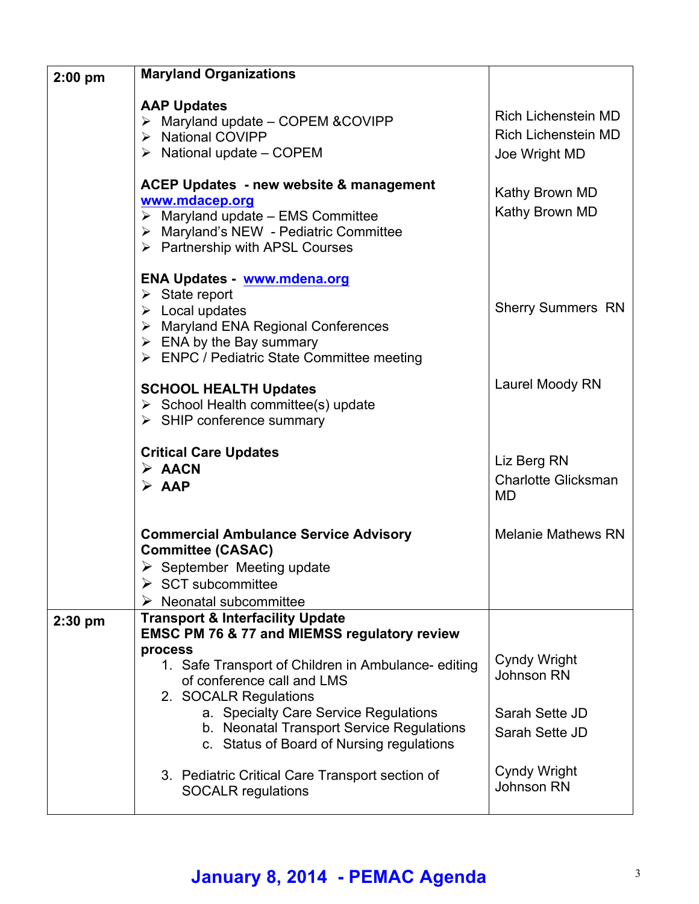| | | |
|---|---|---|
| 2:00 pm | **Maryland Organizations**<br><br>**AAP Updates**<br>➢ Maryland update – COPEM &COVIPP<br>➢ National COVIPP<br>➢ National update – COPEM<br><br>**ACEP Updates - new website & management** **www.mdacep.org**<br>➢ Maryland update – EMS Committee<br>➢ Maryland's NEW - Pediatric Committee<br>➢ Partnership with APSL Courses<br><br>**ENA Updates - www.mdena.org**<br>➢ State report<br>➢ Local updates<br>➢ Maryland ENA Regional Conferences<br>➢ ENA by the Bay summary<br>➢ ENPC / Pediatric State Committee meeting<br><br>**SCHOOL HEALTH Updates**<br>➢ School Health committee(s) update<br>➢ SHIP conference summary<br><br>**Critical Care Updates**<br>➢ **AACN**<br>➢ **AAP**<br><br>**Commercial Ambulance Service Advisory Committee (CASAC)**<br>➢ September Meeting update<br>➢ SCT subcommittee<br>➢ Neonatal subcommittee | <br><br><br>Rich Lichenstein MD<br>Rich Lichenstein MD<br>Joe Wright MD<br><br>Kathy Brown MD<br>Kathy Brown MD<br><br><br><br><br>Sherry Summers RN<br><br><br><br>Laurel Moody RN<br><br><br><br>Liz Berg RN<br>Charlotte Glicksman MD<br><br>Melanie Mathews RN |
| 2:30 pm | **Transport & Interfacility Update**<br>**EMSC PM 76 & 77 and MIEMSS regulatory review process**<br>1. Safe Transport of Children in Ambulance- editing of conference call and LMS<br>2. SOCALR Regulations<br>&nbsp;&nbsp;&nbsp;a. Specialty Care Service Regulations<br>&nbsp;&nbsp;&nbsp;b. Neonatal Transport Service Regulations<br>&nbsp;&nbsp;&nbsp;c. Status of Board of Nursing regulations<br><br>3. Pediatric Critical Care Transport section of SOCALR regulations | <br><br><br>Cyndy Wright Johnson RN<br><br>Sarah Sette JD<br>Sarah Sette JD<br><br><br>Cyndy Wright Johnson RN |

**January 8, 2014 - PEMAC Agenda**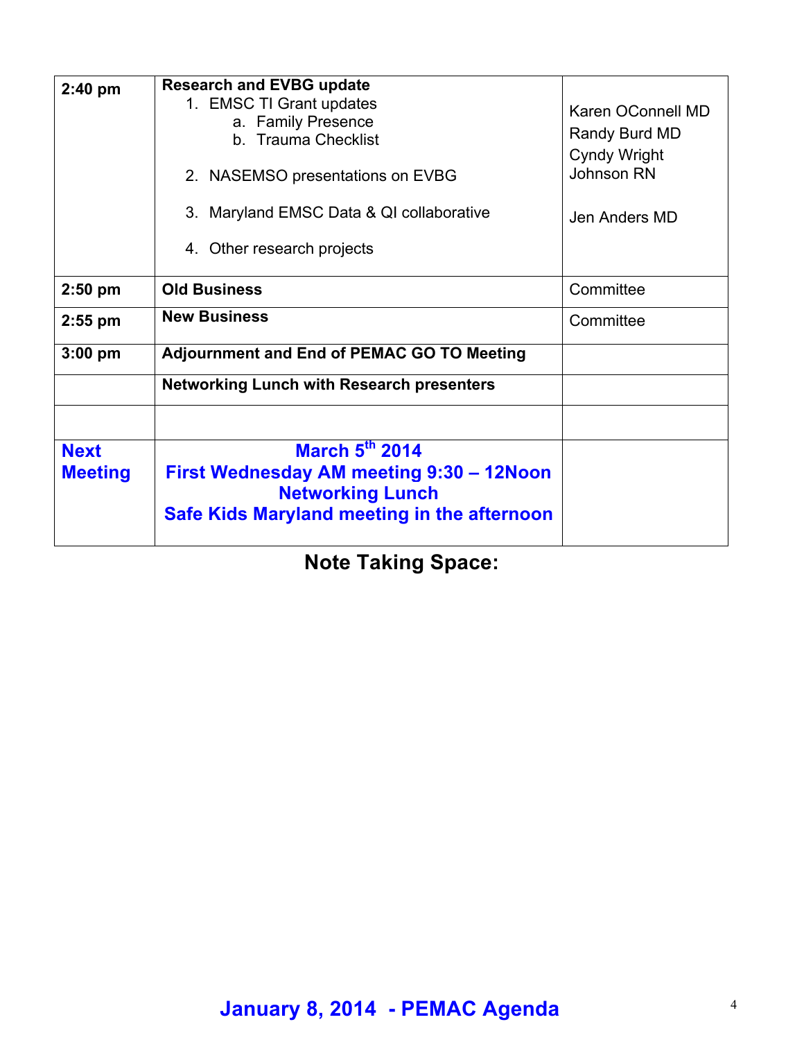| | | |
|---|---|---|
| **2:40 pm** | **Research and EVBG update**<br>1. EMSC TI Grant updates<br>a. Family Presence<br>b. Trauma Checklist<br>2. NASEMSO presentations on EVBG<br>3. Maryland EMSC Data & QI collaborative<br>4. Other research projects | Karen OConnell MD<br>Randy Burd MD<br>Cyndy Wright Johnson RN<br>Jen Anders MD |
| **2:50 pm** | **Old Business** | Committee |
| **2:55 pm** | **New Business** | Committee |
| **3:00 pm** | **Adjournment and End of PEMAC GO TO Meeting** | |
| | **Networking Lunch with Research presenters** | |
| | | |
| **Next Meeting** | **March 5th 2014**<br>**First Wednesday AM meeting 9:30 – 12Noon**<br>**Networking Lunch**<br>**Safe Kids Maryland meeting in the afternoon** | |

**Note Taking Space:**

**January 8, 2014 - PEMAC Agenda**